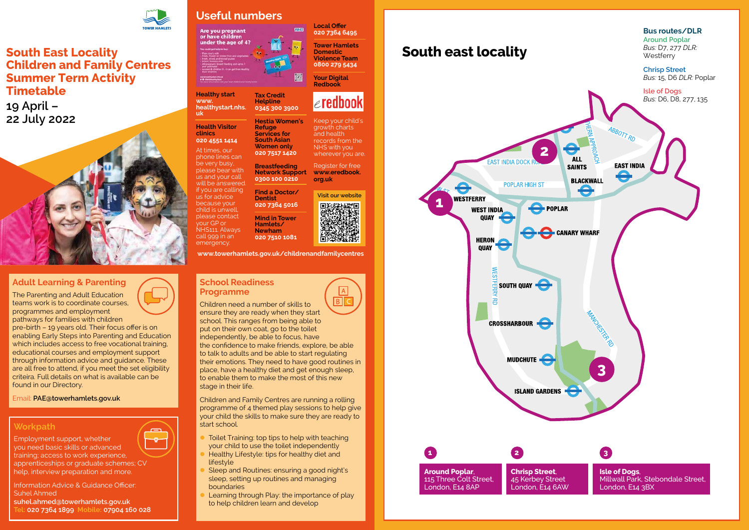# South East Locality Children and Family Centres Summer Term Activity Timetable

19 April – 22 July 2022

## Adult Learning & Parenting

The Parenting and Adult Education teams work is to coordinate courses, programmes and employment pathways for families with children pre-birth – 19 years old. Their focus offer is on enabling Early Steps into Parenting and Education which includes access to free vocational training, educational courses and employment support through information advice and guidance. These are all free to attend, if you meet the set eligibility criteria. Full details on what is available can be found in our Directory.

Email: **PAE@towerhamlets.gov.uk**

## Workpath

Employment support, whether you need basic skills or advanced training; access to work experience, apprenticeships or graduate schemes; CV help, interview preparation and more.

Information Advice & Guidance Officer: Suhel Ahmed
**suhel.ahmed@towerhamlets.gov.uk**
Tel: **020 7364 1899** Mobile: **07904 160 028**

## Useful numbers

Are you pregnant or have children under the age of 4?

**Healthy start**
**www.healthystart.nhs.uk**

**Health Visitor clinics**
**020 4551 1414**

At times, our phone lines can be very busy, please bear with us and your call will be answered. If you are calling us for advice because your child is unwell, please contact your GP or NHS111. Always call 999 in an emergency.

**Tax Credit Helpline**
**0345 300 3900**

**Hestia Women's Refuge Services for South Asian Women only**
**020 7517 1420**

**Breastfeeding Network Support**
**0300 100 0210**

**Find a Doctor/Dentist**
**020 7364 5016**

**Mind in Tower Hamlets/Newham**
**020 7510 1081**

**Local Offer**
**020 7364 6495**

**Tower Hamlets Domestic Violence Team**
**0800 279 5434**

**Your Digital Redbook**

eredbook

Keep your child's growth charts and health records from the NHS with you wherever you are.

Register for free **www.eredbook.org.uk**

Visit our website

**www.towerhamlets.gov.uk/childrenandfamilycentres**

## School Readiness Programme

Children need a number of skills to ensure they are ready when they start school. This ranges from being able to put on their own coat, go to the toilet independently, be able to focus, have the confidence to make friends, explore, be able to talk to adults and be able to start regulating their emotions. They need to have good routines in place, have a healthy diet and get enough sleep, to enable them to make the most of this new stage in their life.

Children and Family Centres are running a rolling programme of 4 themed play sessions to help give your child the skills to make sure they are ready to start school.

- Toilet Training: top tips to help with teaching your child to use the toilet independently
- Healthy Lifestyle: tips for healthy diet and lifestyle
- Sleep and Routines: ensuring a good night's sleep, setting up routines and managing boundaries
- Learning through Play: the importance of play to help children learn and develop

## South east locality

**Bus routes/DLR**

**Around Poplar**
*Bus:* D7, 277 *DLR:* Westferry

**Chrisp Street**
*Bus:* 15, D6 *DLR:* Poplar

**Isle of Dogs**
*Bus:* D6, D8, 277, 135

1. **Around Poplar**, 115 Three Colt Street, London, E14 8AP
2. **Chrisp Street**, 45 Kerbey Street London, E14 6AW
3. **Isle of Dogs**, Millwall Park, Stebondale Street, London, E14 3BX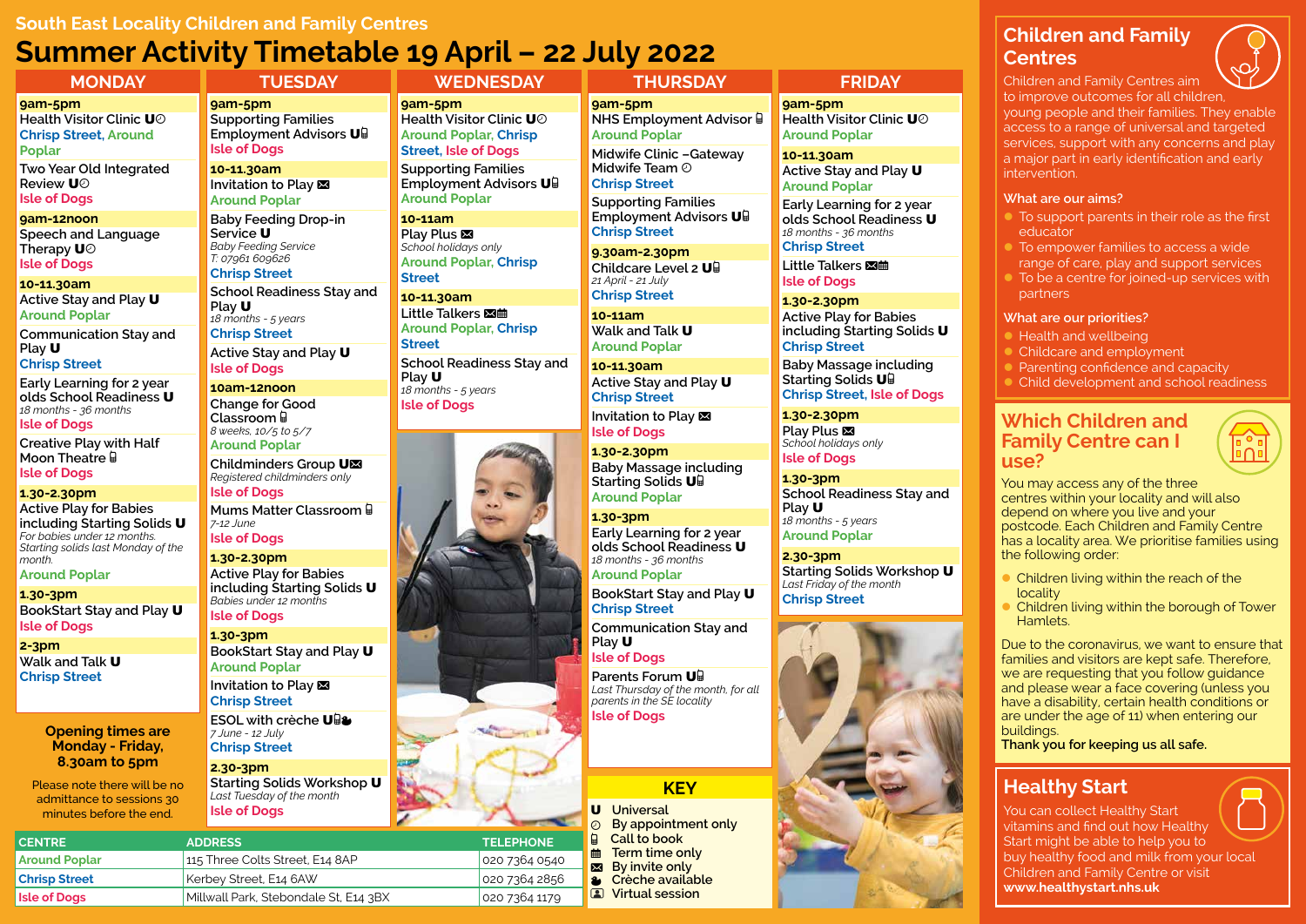South East Locality Children and Family Centres

# Summer Activity Timetable 19 April – 22 July 2022

## MONDAY

**9am-5pm**
Health Visitor Clinic U ⊘
Chrisp Street, Around Poplar

Two Year Old Integrated Review U ⊘
Isle of Dogs

**9am-12noon**
Speech and Language Therapy U ⊘
Isle of Dogs

**10-11.30am**
Active Stay and Play U
Around Poplar

Communication Stay and Play U
Chrisp Street

Early Learning for 2 year olds School Readiness U
*18 months - 36 months*
Isle of Dogs

Creative Play with Half Moon Theatre 🗎
Isle of Dogs

**1.30-2.30pm**
Active Play for Babies including Starting Solids U
*For babies under 12 months. Starting solids last Monday of the month.*
Around Poplar

**1.30-3pm**
BookStart Stay and Play U
Isle of Dogs

**2-3pm**
Walk and Talk U
Chrisp Street

**Opening times are Monday - Friday, 8.30am to 5pm**

Please note there will be no admittance to sessions 30 minutes before the end.

## TUESDAY

**9am-5pm**
Supporting Families Employment Advisors U 🗎
Isle of Dogs

**10-11.30am**
Invitation to Play ✉
Around Poplar

Baby Feeding Drop-in Service U
*Baby Feeding Service T: 07961 609626*
Chrisp Street

School Readiness Stay and Play U
*18 months - 5 years*
Chrisp Street

Active Stay and Play U
Isle of Dogs

**10am-12noon**
Change for Good Classroom 🗎
*8 weeks, 10/5 to 5/7*
Around Poplar

Childminders Group U ✉
*Registered childminders only*
Isle of Dogs

Mums Matter Classroom 🗎
*7-12 June*
Isle of Dogs

**1.30-2.30pm**
Active Play for Babies including Starting Solids U
*Babies under 12 months*
Isle of Dogs

**1.30-3pm**
BookStart Stay and Play U
Around Poplar

Invitation to Play ✉
Chrisp Street

ESOL with crèche U 🗎 crèche
*7 June - 12 July*
Chrisp Street

**2.30-3pm**
Starting Solids Workshop U
*Last Tuesday of the month*
Isle of Dogs

## WEDNESDAY

**9am-5pm**
Health Visitor Clinic U ⊘
Around Poplar, Chrisp Street, Isle of Dogs

Supporting Families Employment Advisors U 🗎
Around Poplar

**10-11am**
Play Plus ✉
*School holidays only*
Around Poplar, Chrisp Street

**10-11.30am**
Little Talkers ✉ term time only
Around Poplar, Chrisp Street

School Readiness Stay and Play U
*18 months - 5 years*
Isle of Dogs

## THURSDAY

**9am-5pm**
NHS Employment Advisor 🗎
Around Poplar

Midwife Clinic –Gateway Midwife Team ⊘
Chrisp Street

Supporting Families Employment Advisors U 🗎
Chrisp Street

**9.30am-2.30pm**
Childcare Level 2 U 🗎
*21 April - 21 July*
Chrisp Street

**10-11am**
Walk and Talk U
Around Poplar

**10-11.30am**
Active Stay and Play U
Chrisp Street

Invitation to Play ✉
Isle of Dogs

**1.30-2.30pm**
Baby Massage including Starting Solids U 🗎
Around Poplar

**1.30-3pm**
Early Learning for 2 year olds School Readiness U
*18 months - 36 months*
Around Poplar

BookStart Stay and Play U
Chrisp Street

Communication Stay and Play U
Isle of Dogs

Parents Forum U 🗎
*Last Thursday of the month, for all parents in the SE locality*
Isle of Dogs

## FRIDAY

**9am-5pm**
Health Visitor Clinic U ⊘
Around Poplar

**10-11.30am**
Active Stay and Play U
Around Poplar

Early Learning for 2 year olds School Readiness U
*18 months - 36 months*
Chrisp Street

Little Talkers ✉ term time only
Isle of Dogs

**1.30-2.30pm**
Active Play for Babies including Starting Solids U
Chrisp Street

Baby Massage including Starting Solids U 🗎
Chrisp Street, Isle of Dogs

**1.30-2.30pm**
Play Plus ✉
*School holidays only*
Isle of Dogs

**1.30-3pm**
School Readiness Stay and Play U
*18 months - 5 years*
Around Poplar

**2.30-3pm**
Starting Solids Workshop U
*Last Friday of the month*
Chrisp Street

## KEY

- U Universal
- ⊘ By appointment only
- 🗎 Call to book
- Term time only
- ✉ By invite only
- Crèche available
- Virtual session

| CENTRE | ADDRESS | TELEPHONE |
|---|---|---|
| Around Poplar | 115 Three Colts Street, E14 8AP | 020 7364 0540 |
| Chrisp Street | Kerbey Street, E14 6AW | 020 7364 2856 |
| Isle of Dogs | Millwall Park, Stebondale St, E14 3BX | 020 7364 1179 |

## Children and Family Centres

Children and Family Centres aim to improve outcomes for all children, young people and their families. They enable access to a range of universal and targeted services, support with any concerns and play a major part in early identification and early intervention.

### What are our aims?

- To support parents in their role as the first educator
- To empower families to access a wide range of care, play and support services
- To be a centre for joined-up services with partners

### What are our priorities?

- Health and wellbeing
- Childcare and employment
- Parenting confidence and capacity
- Child development and school readiness

## Which Children and Family Centre can I use?

You may access any of the three centres within your locality and will also depend on where you live and your postcode. Each Children and Family Centre has a locality area. We prioritise families using the following order:

- Children living within the reach of the locality
- Children living within the borough of Tower Hamlets.

Due to the coronavirus, we want to ensure that families and visitors are kept safe. Therefore, we are requesting that you follow guidance and please wear a face covering (unless you have a disability, certain health conditions or are under the age of 11) when entering our buildings.
**Thank you for keeping us all safe.**

## Healthy Start

You can collect Healthy Start vitamins and find out how Healthy Start might be able to help you to buy healthy food and milk from your local Children and Family Centre or visit **www.healthystart.nhs.uk**